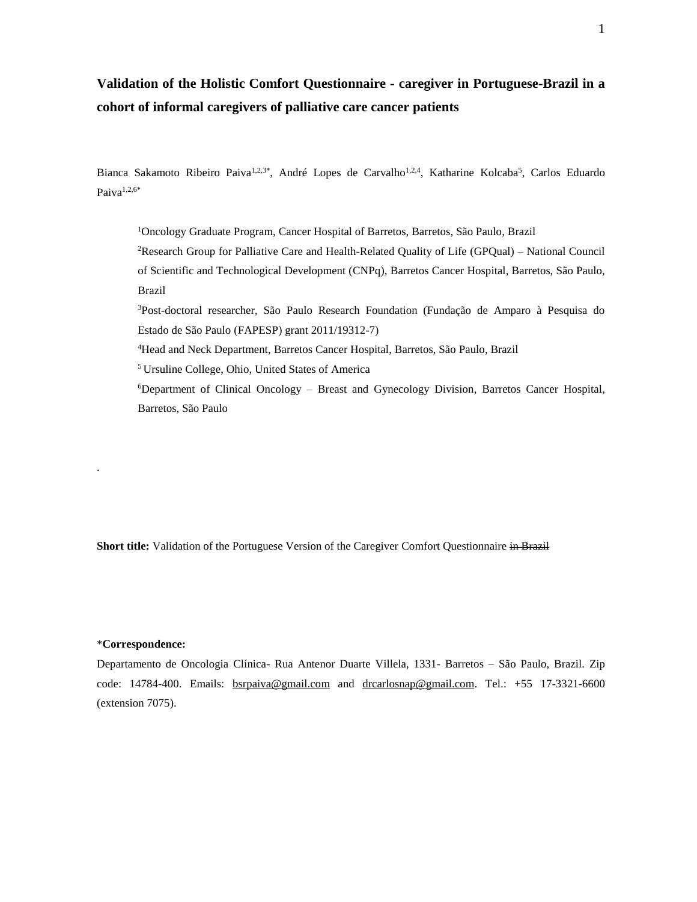# Validation of the Holistic Comfort Questionnaire - caregiver in Portuguese-Brazil in a cohort of informal caregivers of palliative care cancer patients

Bianca Sakamoto Ribeiro Paiva[1,2,3*], André Lopes de Carvalho[1,2,4], Katharine Kolcaba[5], Carlos Eduardo Paiva[1,2,6*]

[1]Oncology Graduate Program, Cancer Hospital of Barretos, Barretos, São Paulo, Brazil

[2]Research Group for Palliative Care and Health-Related Quality of Life (GPQual) – National Council of Scientific and Technological Development (CNPq), Barretos Cancer Hospital, Barretos, São Paulo, Brazil

[3]Post-doctoral researcher, São Paulo Research Foundation (Fundação de Amparo à Pesquisa do Estado de São Paulo (FAPESP) grant 2011/19312-7)

[4]Head and Neck Department, Barretos Cancer Hospital, Barretos, São Paulo, Brazil

[5] Ursuline College, Ohio, United States of America

[6]Department of Clinical Oncology – Breast and Gynecology Division, Barretos Cancer Hospital, Barretos, São Paulo

.

**Short title:** Validation of the Portuguese Version of the Caregiver Comfort Questionnaire ~~in Brazil~~

\***Correspondence:**

Departamento de Oncologia Clínica- Rua Antenor Duarte Villela, 1331- Barretos – São Paulo, Brazil. Zip code: 14784-400. Emails: bsrpaiva@gmail.com and drcarlosnap@gmail.com. Tel.: +55 17-3321-6600 (extension 7075).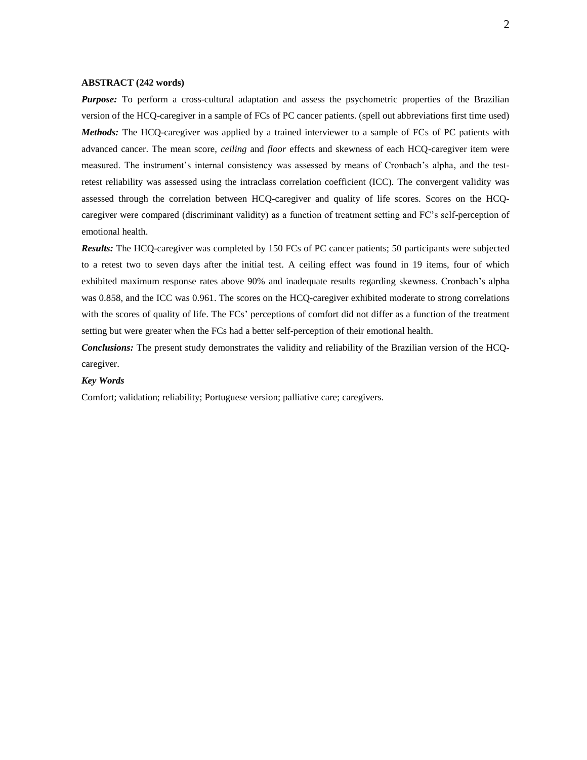**ABSTRACT (242 words)**

***Purpose:*** To perform a cross-cultural adaptation and assess the psychometric properties of the Brazilian version of the HCQ-caregiver in a sample of FCs of PC cancer patients. (spell out abbreviations first time used)

***Methods:*** The HCQ-caregiver was applied by a trained interviewer to a sample of FCs of PC patients with advanced cancer. The mean score, *ceiling* and *floor* effects and skewness of each HCQ-caregiver item were measured. The instrument's internal consistency was assessed by means of Cronbach's alpha, and the test-retest reliability was assessed using the intraclass correlation coefficient (ICC). The convergent validity was assessed through the correlation between HCQ-caregiver and quality of life scores. Scores on the HCQ-caregiver were compared (discriminant validity) as a function of treatment setting and FC's self-perception of emotional health.

***Results:*** The HCQ-caregiver was completed by 150 FCs of PC cancer patients; 50 participants were subjected to a retest two to seven days after the initial test. A ceiling effect was found in 19 items, four of which exhibited maximum response rates above 90% and inadequate results regarding skewness. Cronbach's alpha was 0.858, and the ICC was 0.961. The scores on the HCQ-caregiver exhibited moderate to strong correlations with the scores of quality of life. The FCs' perceptions of comfort did not differ as a function of the treatment setting but were greater when the FCs had a better self-perception of their emotional health.

***Conclusions:*** The present study demonstrates the validity and reliability of the Brazilian version of the HCQ-caregiver.

***Key Words***

Comfort; validation; reliability; Portuguese version; palliative care; caregivers.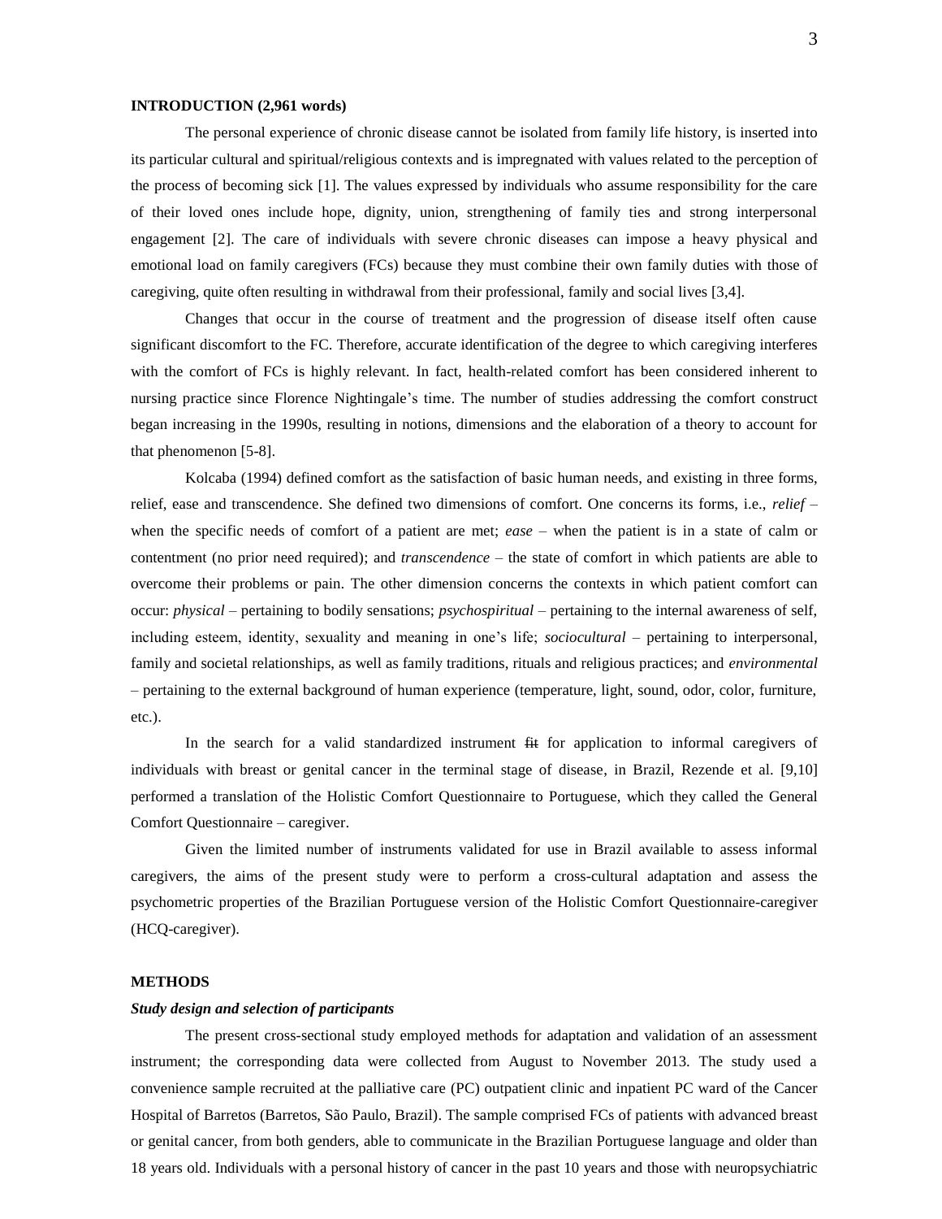## INTRODUCTION (2,961 words)

The personal experience of chronic disease cannot be isolated from family life history, is inserted into its particular cultural and spiritual/religious contexts and is impregnated with values related to the perception of the process of becoming sick [1]. The values expressed by individuals who assume responsibility for the care of their loved ones include hope, dignity, union, strengthening of family ties and strong interpersonal engagement [2]. The care of individuals with severe chronic diseases can impose a heavy physical and emotional load on family caregivers (FCs) because they must combine their own family duties with those of caregiving, quite often resulting in withdrawal from their professional, family and social lives [3,4].

Changes that occur in the course of treatment and the progression of disease itself often cause significant discomfort to the FC. Therefore, accurate identification of the degree to which caregiving interferes with the comfort of FCs is highly relevant. In fact, health-related comfort has been considered inherent to nursing practice since Florence Nightingale's time. The number of studies addressing the comfort construct began increasing in the 1990s, resulting in notions, dimensions and the elaboration of a theory to account for that phenomenon [5-8].

Kolcaba (1994) defined comfort as the satisfaction of basic human needs, and existing in three forms, relief, ease and transcendence. She defined two dimensions of comfort. One concerns its forms, i.e., *relief* – when the specific needs of comfort of a patient are met; *ease* – when the patient is in a state of calm or contentment (no prior need required); and *transcendence* – the state of comfort in which patients are able to overcome their problems or pain. The other dimension concerns the contexts in which patient comfort can occur: *physical* – pertaining to bodily sensations; *psychospiritual* – pertaining to the internal awareness of self, including esteem, identity, sexuality and meaning in one's life; *sociocultural* – pertaining to interpersonal, family and societal relationships, as well as family traditions, rituals and religious practices; and *environmental* – pertaining to the external background of human experience (temperature, light, sound, odor, color, furniture, etc.).

In the search for a valid standardized instrument ~~fit~~ for application to informal caregivers of individuals with breast or genital cancer in the terminal stage of disease, in Brazil, Rezende et al. [9,10] performed a translation of the Holistic Comfort Questionnaire to Portuguese, which they called the General Comfort Questionnaire – caregiver.

Given the limited number of instruments validated for use in Brazil available to assess informal caregivers, the aims of the present study were to perform a cross-cultural adaptation and assess the psychometric properties of the Brazilian Portuguese version of the Holistic Comfort Questionnaire-caregiver (HCQ-caregiver).

## METHODS

### *Study design and selection of participants*

The present cross-sectional study employed methods for adaptation and validation of an assessment instrument; the corresponding data were collected from August to November 2013. The study used a convenience sample recruited at the palliative care (PC) outpatient clinic and inpatient PC ward of the Cancer Hospital of Barretos (Barretos, São Paulo, Brazil). The sample comprised FCs of patients with advanced breast or genital cancer, from both genders, able to communicate in the Brazilian Portuguese language and older than 18 years old. Individuals with a personal history of cancer in the past 10 years and those with neuropsychiatric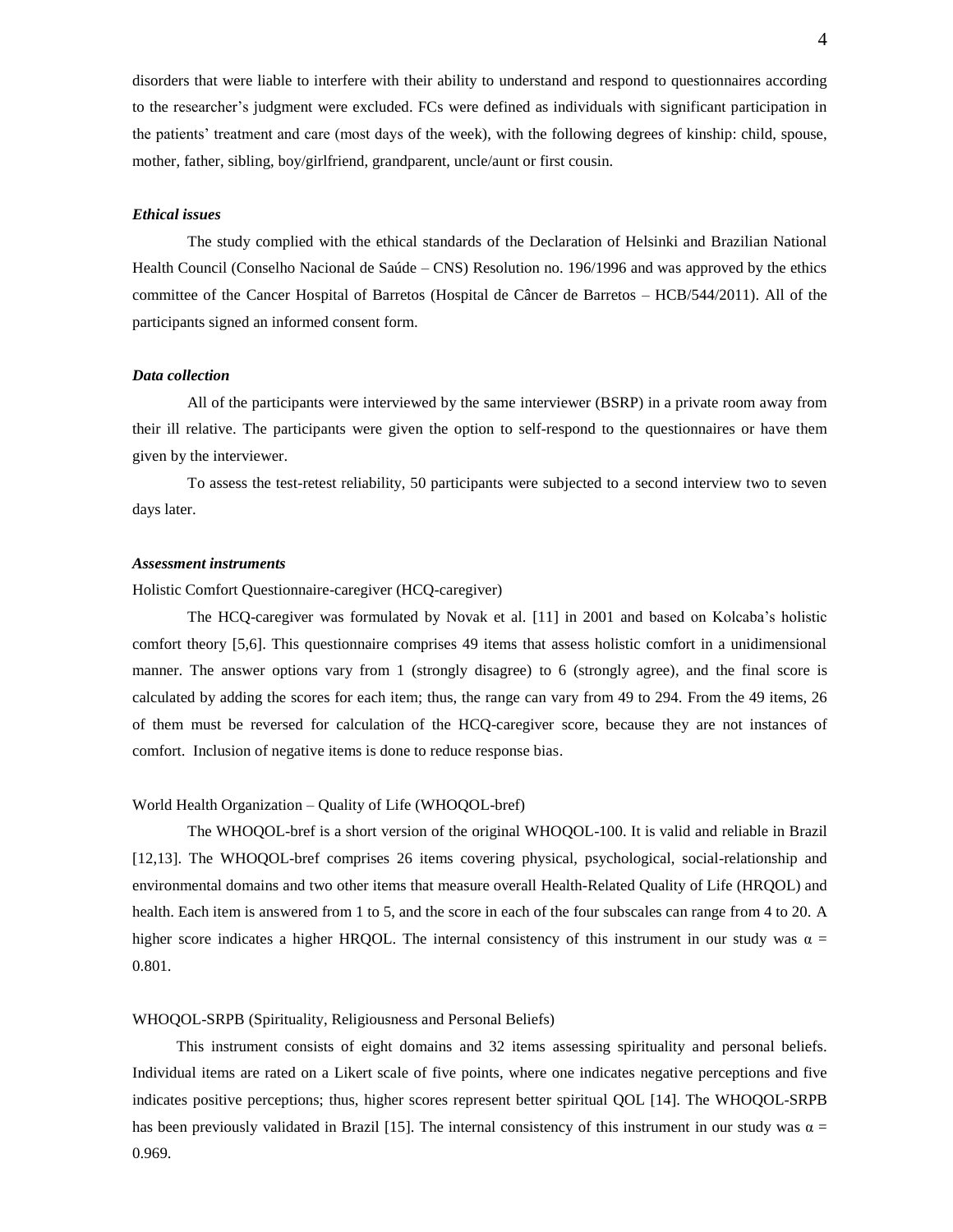disorders that were liable to interfere with their ability to understand and respond to questionnaires according to the researcher's judgment were excluded. FCs were defined as individuals with significant participation in the patients' treatment and care (most days of the week), with the following degrees of kinship: child, spouse, mother, father, sibling, boy/girlfriend, grandparent, uncle/aunt or first cousin.

### *Ethical issues*

The study complied with the ethical standards of the Declaration of Helsinki and Brazilian National Health Council (Conselho Nacional de Saúde – CNS) Resolution no. 196/1996 and was approved by the ethics committee of the Cancer Hospital of Barretos (Hospital de Câncer de Barretos – HCB/544/2011). All of the participants signed an informed consent form.

### *Data collection*

All of the participants were interviewed by the same interviewer (BSRP) in a private room away from their ill relative. The participants were given the option to self-respond to the questionnaires or have them given by the interviewer.

To assess the test-retest reliability, 50 participants were subjected to a second interview two to seven days later.

### *Assessment instruments*

Holistic Comfort Questionnaire-caregiver (HCQ-caregiver)

The HCQ-caregiver was formulated by Novak et al. [11] in 2001 and based on Kolcaba's holistic comfort theory [5,6]. This questionnaire comprises 49 items that assess holistic comfort in a unidimensional manner. The answer options vary from 1 (strongly disagree) to 6 (strongly agree), and the final score is calculated by adding the scores for each item; thus, the range can vary from 49 to 294. From the 49 items, 26 of them must be reversed for calculation of the HCQ-caregiver score, because they are not instances of comfort. Inclusion of negative items is done to reduce response bias.

World Health Organization – Quality of Life (WHOQOL-bref)

The WHOQOL-bref is a short version of the original WHOQOL-100. It is valid and reliable in Brazil [12,13]. The WHOQOL-bref comprises 26 items covering physical, psychological, social-relationship and environmental domains and two other items that measure overall Health-Related Quality of Life (HRQOL) and health. Each item is answered from 1 to 5, and the score in each of the four subscales can range from 4 to 20. A higher score indicates a higher HRQOL. The internal consistency of this instrument in our study was $\alpha = 0.801$.

WHOQOL-SRPB (Spirituality, Religiousness and Personal Beliefs)

This instrument consists of eight domains and 32 items assessing spirituality and personal beliefs. Individual items are rated on a Likert scale of five points, where one indicates negative perceptions and five indicates positive perceptions; thus, higher scores represent better spiritual QOL [14]. The WHOQOL-SRPB has been previously validated in Brazil [15]. The internal consistency of this instrument in our study was $\alpha = 0.969$.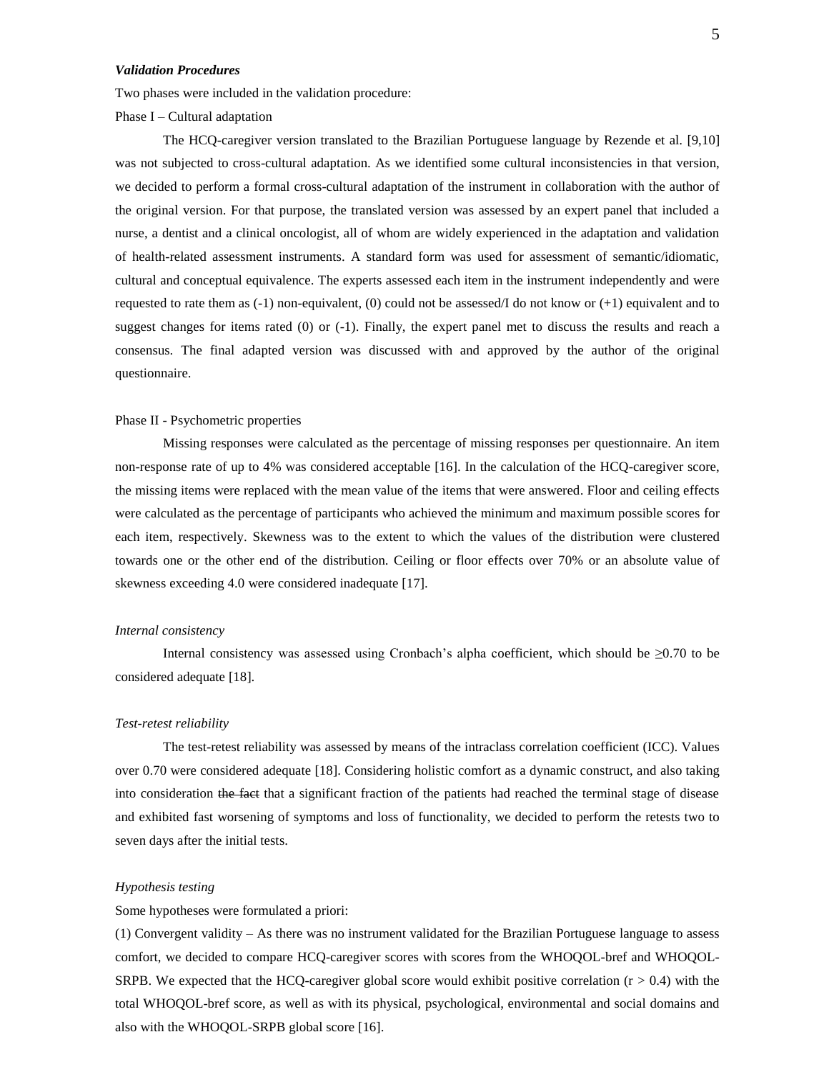### ***Validation Procedures***

Two phases were included in the validation procedure:

Phase I – Cultural adaptation

The HCQ-caregiver version translated to the Brazilian Portuguese language by Rezende et al. [9,10] was not subjected to cross-cultural adaptation. As we identified some cultural inconsistencies in that version, we decided to perform a formal cross-cultural adaptation of the instrument in collaboration with the author of the original version. For that purpose, the translated version was assessed by an expert panel that included a nurse, a dentist and a clinical oncologist, all of whom are widely experienced in the adaptation and validation of health-related assessment instruments. A standard form was used for assessment of semantic/idiomatic, cultural and conceptual equivalence. The experts assessed each item in the instrument independently and were requested to rate them as (-1) non-equivalent, (0) could not be assessed/I do not know or (+1) equivalent and to suggest changes for items rated (0) or (-1). Finally, the expert panel met to discuss the results and reach a consensus. The final adapted version was discussed with and approved by the author of the original questionnaire.

Phase II - Psychometric properties

Missing responses were calculated as the percentage of missing responses per questionnaire. An item non-response rate of up to 4% was considered acceptable [16]. In the calculation of the HCQ-caregiver score, the missing items were replaced with the mean value of the items that were answered. Floor and ceiling effects were calculated as the percentage of participants who achieved the minimum and maximum possible scores for each item, respectively. Skewness was to the extent to which the values of the distribution were clustered towards one or the other end of the distribution. Ceiling or floor effects over 70% or an absolute value of skewness exceeding 4.0 were considered inadequate [17].

#### *Internal consistency*

Internal consistency was assessed using Cronbach's alpha coefficient, which should be ≥0.70 to be considered adequate [18].

#### *Test-retest reliability*

The test-retest reliability was assessed by means of the intraclass correlation coefficient (ICC). Values over 0.70 were considered adequate [18]. Considering holistic comfort as a dynamic construct, and also taking into consideration ~~the fact~~ that a significant fraction of the patients had reached the terminal stage of disease and exhibited fast worsening of symptoms and loss of functionality, we decided to perform the retests two to seven days after the initial tests.

#### *Hypothesis testing*

Some hypotheses were formulated a priori:

(1) Convergent validity – As there was no instrument validated for the Brazilian Portuguese language to assess comfort, we decided to compare HCQ-caregiver scores with scores from the WHOQOL-bref and WHOQOL-SRPB. We expected that the HCQ-caregiver global score would exhibit positive correlation ($r > 0.4$) with the total WHOQOL-bref score, as well as with its physical, psychological, environmental and social domains and also with the WHOQOL-SRPB global score [16].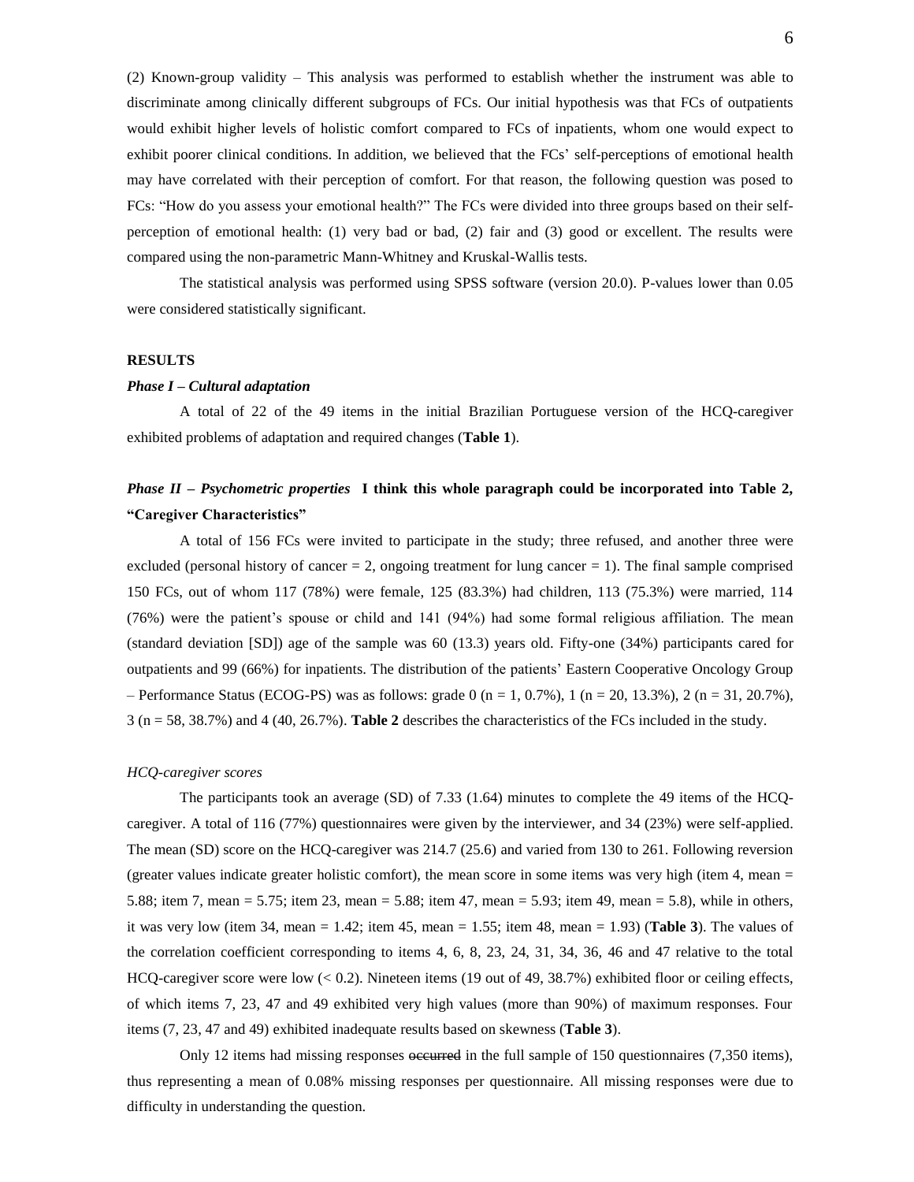(2) Known-group validity – This analysis was performed to establish whether the instrument was able to discriminate among clinically different subgroups of FCs. Our initial hypothesis was that FCs of outpatients would exhibit higher levels of holistic comfort compared to FCs of inpatients, whom one would expect to exhibit poorer clinical conditions. In addition, we believed that the FCs' self-perceptions of emotional health may have correlated with their perception of comfort. For that reason, the following question was posed to FCs: "How do you assess your emotional health?" The FCs were divided into three groups based on their self-perception of emotional health: (1) very bad or bad, (2) fair and (3) good or excellent. The results were compared using the non-parametric Mann-Whitney and Kruskal-Wallis tests.

The statistical analysis was performed using SPSS software (version 20.0). P-values lower than 0.05 were considered statistically significant.

## RESULTS

### *Phase I – Cultural adaptation*

A total of 22 of the 49 items in the initial Brazilian Portuguese version of the HCQ-caregiver exhibited problems of adaptation and required changes (**Table 1**).

### *Phase II – Psychometric properties* **I think this whole paragraph could be incorporated into Table 2, "Caregiver Characteristics"**

A total of 156 FCs were invited to participate in the study; three refused, and another three were excluded (personal history of cancer = 2, ongoing treatment for lung cancer = 1). The final sample comprised 150 FCs, out of whom 117 (78%) were female, 125 (83.3%) had children, 113 (75.3%) were married, 114 (76%) were the patient's spouse or child and 141 (94%) had some formal religious affiliation. The mean (standard deviation [SD]) age of the sample was 60 (13.3) years old. Fifty-one (34%) participants cared for outpatients and 99 (66%) for inpatients. The distribution of the patients' Eastern Cooperative Oncology Group – Performance Status (ECOG-PS) was as follows: grade 0 (n = 1, 0.7%), 1 (n = 20, 13.3%), 2 (n = 31, 20.7%), 3 (n = 58, 38.7%) and 4 (40, 26.7%). **Table 2** describes the characteristics of the FCs included in the study.

#### *HCQ-caregiver scores*

The participants took an average (SD) of 7.33 (1.64) minutes to complete the 49 items of the HCQ-caregiver. A total of 116 (77%) questionnaires were given by the interviewer, and 34 (23%) were self-applied. The mean (SD) score on the HCQ-caregiver was 214.7 (25.6) and varied from 130 to 261. Following reversion (greater values indicate greater holistic comfort), the mean score in some items was very high (item 4, mean = 5.88; item 7, mean = 5.75; item 23, mean = 5.88; item 47, mean = 5.93; item 49, mean = 5.8), while in others, it was very low (item 34, mean = 1.42; item 45, mean = 1.55; item 48, mean = 1.93) (**Table 3**). The values of the correlation coefficient corresponding to items 4, 6, 8, 23, 24, 31, 34, 36, 46 and 47 relative to the total HCQ-caregiver score were low (< 0.2). Nineteen items (19 out of 49, 38.7%) exhibited floor or ceiling effects, of which items 7, 23, 47 and 49 exhibited very high values (more than 90%) of maximum responses. Four items (7, 23, 47 and 49) exhibited inadequate results based on skewness (**Table 3**).

Only 12 items had missing responses ~~occurred~~ in the full sample of 150 questionnaires (7,350 items), thus representing a mean of 0.08% missing responses per questionnaire. All missing responses were due to difficulty in understanding the question.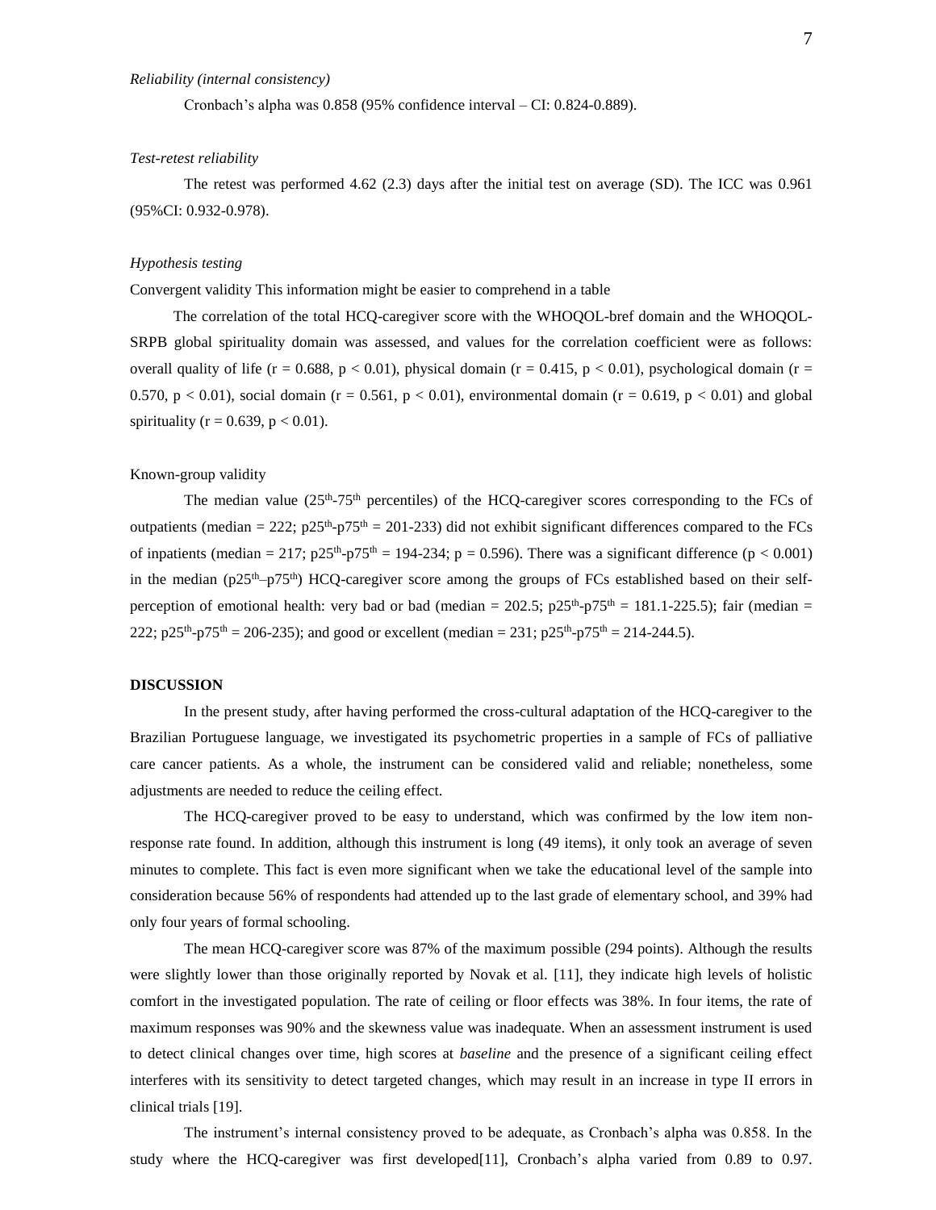*Reliability (internal consistency)*

Cronbach's alpha was 0.858 (95% confidence interval – CI: 0.824-0.889).

*Test-retest reliability*

The retest was performed 4.62 (2.3) days after the initial test on average (SD). The ICC was 0.961 (95%CI: 0.932-0.978).

*Hypothesis testing*

Convergent validity This information might be easier to comprehend in a table

The correlation of the total HCQ-caregiver score with the WHOQOL-bref domain and the WHOQOL-SRPB global spirituality domain was assessed, and values for the correlation coefficient were as follows: overall quality of life ($r = 0.688$, $p < 0.01$), physical domain ($r = 0.415$, $p < 0.01$), psychological domain ($r = 0.570$, $p < 0.01$), social domain ($r = 0.561$, $p < 0.01$), environmental domain ($r = 0.619$, $p < 0.01$) and global spirituality ($r = 0.639$, $p < 0.01$).

Known-group validity

The median value ($25^{th}$-$75^{th}$ percentiles) of the HCQ-caregiver scores corresponding to the FCs of outpatients (median = 222; $p25^{th}$-$p75^{th}$ = 201-233) did not exhibit significant differences compared to the FCs of inpatients (median = 217; $p25^{th}$-$p75^{th}$ = 194-234; $p = 0.596$). There was a significant difference ($p < 0.001$) in the median ($p25^{th}$–$p75^{th}$) HCQ-caregiver score among the groups of FCs established based on their self-perception of emotional health: very bad or bad (median = 202.5; $p25^{th}$-$p75^{th}$ = 181.1-225.5); fair (median = 222; $p25^{th}$-$p75^{th}$ = 206-235); and good or excellent (median = 231; $p25^{th}$-$p75^{th}$ = 214-244.5).

**DISCUSSION**

In the present study, after having performed the cross-cultural adaptation of the HCQ-caregiver to the Brazilian Portuguese language, we investigated its psychometric properties in a sample of FCs of palliative care cancer patients. As a whole, the instrument can be considered valid and reliable; nonetheless, some adjustments are needed to reduce the ceiling effect.

The HCQ-caregiver proved to be easy to understand, which was confirmed by the low item non-response rate found. In addition, although this instrument is long (49 items), it only took an average of seven minutes to complete. This fact is even more significant when we take the educational level of the sample into consideration because 56% of respondents had attended up to the last grade of elementary school, and 39% had only four years of formal schooling.

The mean HCQ-caregiver score was 87% of the maximum possible (294 points). Although the results were slightly lower than those originally reported by Novak et al. [11], they indicate high levels of holistic comfort in the investigated population. The rate of ceiling or floor effects was 38%. In four items, the rate of maximum responses was 90% and the skewness value was inadequate. When an assessment instrument is used to detect clinical changes over time, high scores at *baseline* and the presence of a significant ceiling effect interferes with its sensitivity to detect targeted changes, which may result in an increase in type II errors in clinical trials [19].

The instrument's internal consistency proved to be adequate, as Cronbach's alpha was 0.858. In the study where the HCQ-caregiver was first developed[11], Cronbach's alpha varied from 0.89 to 0.97.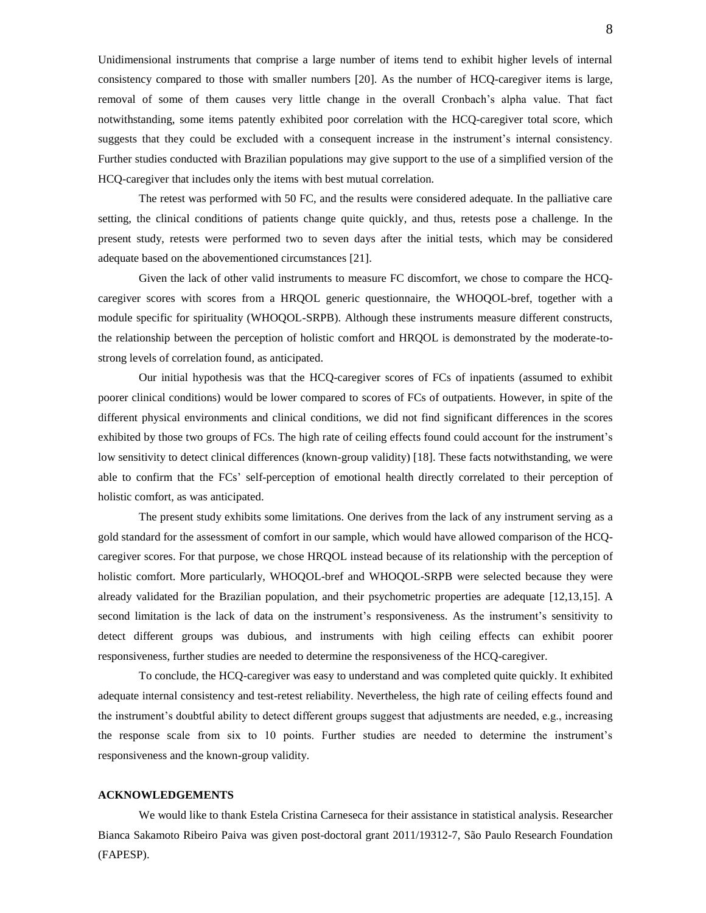Unidimensional instruments that comprise a large number of items tend to exhibit higher levels of internal consistency compared to those with smaller numbers [20]. As the number of HCQ-caregiver items is large, removal of some of them causes very little change in the overall Cronbach's alpha value. That fact notwithstanding, some items patently exhibited poor correlation with the HCQ-caregiver total score, which suggests that they could be excluded with a consequent increase in the instrument's internal consistency. Further studies conducted with Brazilian populations may give support to the use of a simplified version of the HCQ-caregiver that includes only the items with best mutual correlation.

The retest was performed with 50 FC, and the results were considered adequate. In the palliative care setting, the clinical conditions of patients change quite quickly, and thus, retests pose a challenge. In the present study, retests were performed two to seven days after the initial tests, which may be considered adequate based on the abovementioned circumstances [21].

Given the lack of other valid instruments to measure FC discomfort, we chose to compare the HCQ-caregiver scores with scores from a HRQOL generic questionnaire, the WHOQOL-bref, together with a module specific for spirituality (WHOQOL-SRPB). Although these instruments measure different constructs, the relationship between the perception of holistic comfort and HRQOL is demonstrated by the moderate-to-strong levels of correlation found, as anticipated.

Our initial hypothesis was that the HCQ-caregiver scores of FCs of inpatients (assumed to exhibit poorer clinical conditions) would be lower compared to scores of FCs of outpatients. However, in spite of the different physical environments and clinical conditions, we did not find significant differences in the scores exhibited by those two groups of FCs. The high rate of ceiling effects found could account for the instrument's low sensitivity to detect clinical differences (known-group validity) [18]. These facts notwithstanding, we were able to confirm that the FCs' self-perception of emotional health directly correlated to their perception of holistic comfort, as was anticipated.

The present study exhibits some limitations. One derives from the lack of any instrument serving as a gold standard for the assessment of comfort in our sample, which would have allowed comparison of the HCQ-caregiver scores. For that purpose, we chose HRQOL instead because of its relationship with the perception of holistic comfort. More particularly, WHOQOL-bref and WHOQOL-SRPB were selected because they were already validated for the Brazilian population, and their psychometric properties are adequate [12,13,15]. A second limitation is the lack of data on the instrument's responsiveness. As the instrument's sensitivity to detect different groups was dubious, and instruments with high ceiling effects can exhibit poorer responsiveness, further studies are needed to determine the responsiveness of the HCQ-caregiver.

To conclude, the HCQ-caregiver was easy to understand and was completed quite quickly. It exhibited adequate internal consistency and test-retest reliability. Nevertheless, the high rate of ceiling effects found and the instrument's doubtful ability to detect different groups suggest that adjustments are needed, e.g., increasing the response scale from six to 10 points. Further studies are needed to determine the instrument's responsiveness and the known-group validity.

## ACKNOWLEDGEMENTS

We would like to thank Estela Cristina Carneseca for their assistance in statistical analysis. Researcher Bianca Sakamoto Ribeiro Paiva was given post-doctoral grant 2011/19312-7, São Paulo Research Foundation (FAPESP).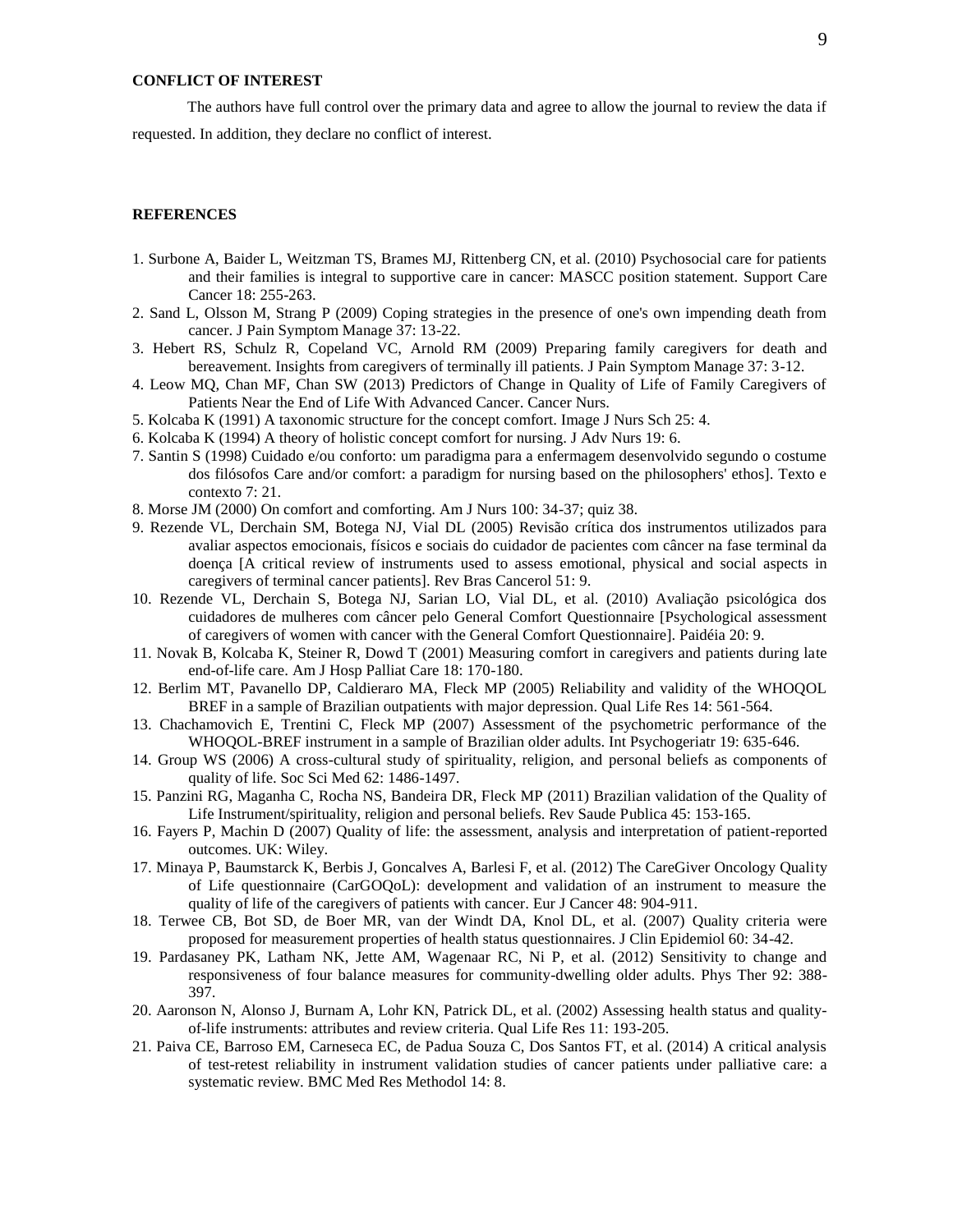## CONFLICT OF INTEREST

The authors have full control over the primary data and agree to allow the journal to review the data if requested. In addition, they declare no conflict of interest.

## REFERENCES

1. Surbone A, Baider L, Weitzman TS, Brames MJ, Rittenberg CN, et al. (2010) Psychosocial care for patients and their families is integral to supportive care in cancer: MASCC position statement. Support Care Cancer 18: 255-263.
2. Sand L, Olsson M, Strang P (2009) Coping strategies in the presence of one's own impending death from cancer. J Pain Symptom Manage 37: 13-22.
3. Hebert RS, Schulz R, Copeland VC, Arnold RM (2009) Preparing family caregivers for death and bereavement. Insights from caregivers of terminally ill patients. J Pain Symptom Manage 37: 3-12.
4. Leow MQ, Chan MF, Chan SW (2013) Predictors of Change in Quality of Life of Family Caregivers of Patients Near the End of Life With Advanced Cancer. Cancer Nurs.
5. Kolcaba K (1991) A taxonomic structure for the concept comfort. Image J Nurs Sch 25: 4.
6. Kolcaba K (1994) A theory of holistic concept comfort for nursing. J Adv Nurs 19: 6.
7. Santin S (1998) Cuidado e/ou conforto: um paradigma para a enfermagem desenvolvido segundo o costume dos filósofos Care and/or comfort: a paradigm for nursing based on the philosophers' ethos]. Texto e contexto 7: 21.
8. Morse JM (2000) On comfort and comforting. Am J Nurs 100: 34-37; quiz 38.
9. Rezende VL, Derchain SM, Botega NJ, Vial DL (2005) Revisão crítica dos instrumentos utilizados para avaliar aspectos emocionais, físicos e sociais do cuidador de pacientes com câncer na fase terminal da doença [A critical review of instruments used to assess emotional, physical and social aspects in caregivers of terminal cancer patients]. Rev Bras Cancerol 51: 9.
10. Rezende VL, Derchain S, Botega NJ, Sarian LO, Vial DL, et al. (2010) Avaliação psicológica dos cuidadores de mulheres com câncer pelo General Comfort Questionnaire [Psychological assessment of caregivers of women with cancer with the General Comfort Questionnaire]. Paidéia 20: 9.
11. Novak B, Kolcaba K, Steiner R, Dowd T (2001) Measuring comfort in caregivers and patients during late end-of-life care. Am J Hosp Palliat Care 18: 170-180.
12. Berlim MT, Pavanello DP, Caldieraro MA, Fleck MP (2005) Reliability and validity of the WHOQOL BREF in a sample of Brazilian outpatients with major depression. Qual Life Res 14: 561-564.
13. Chachamovich E, Trentini C, Fleck MP (2007) Assessment of the psychometric performance of the WHOQOL-BREF instrument in a sample of Brazilian older adults. Int Psychogeriatr 19: 635-646.
14. Group WS (2006) A cross-cultural study of spirituality, religion, and personal beliefs as components of quality of life. Soc Sci Med 62: 1486-1497.
15. Panzini RG, Maganha C, Rocha NS, Bandeira DR, Fleck MP (2011) Brazilian validation of the Quality of Life Instrument/spirituality, religion and personal beliefs. Rev Saude Publica 45: 153-165.
16. Fayers P, Machin D (2007) Quality of life: the assessment, analysis and interpretation of patient-reported outcomes. UK: Wiley.
17. Minaya P, Baumstarck K, Berbis J, Goncalves A, Barlesi F, et al. (2012) The CareGiver Oncology Quality of Life questionnaire (CarGOQoL): development and validation of an instrument to measure the quality of life of the caregivers of patients with cancer. Eur J Cancer 48: 904-911.
18. Terwee CB, Bot SD, de Boer MR, van der Windt DA, Knol DL, et al. (2007) Quality criteria were proposed for measurement properties of health status questionnaires. J Clin Epidemiol 60: 34-42.
19. Pardasaney PK, Latham NK, Jette AM, Wagenaar RC, Ni P, et al. (2012) Sensitivity to change and responsiveness of four balance measures for community-dwelling older adults. Phys Ther 92: 388-397.
20. Aaronson N, Alonso J, Burnam A, Lohr KN, Patrick DL, et al. (2002) Assessing health status and quality-of-life instruments: attributes and review criteria. Qual Life Res 11: 193-205.
21. Paiva CE, Barroso EM, Carneseca EC, de Padua Souza C, Dos Santos FT, et al. (2014) A critical analysis of test-retest reliability in instrument validation studies of cancer patients under palliative care: a systematic review. BMC Med Res Methodol 14: 8.